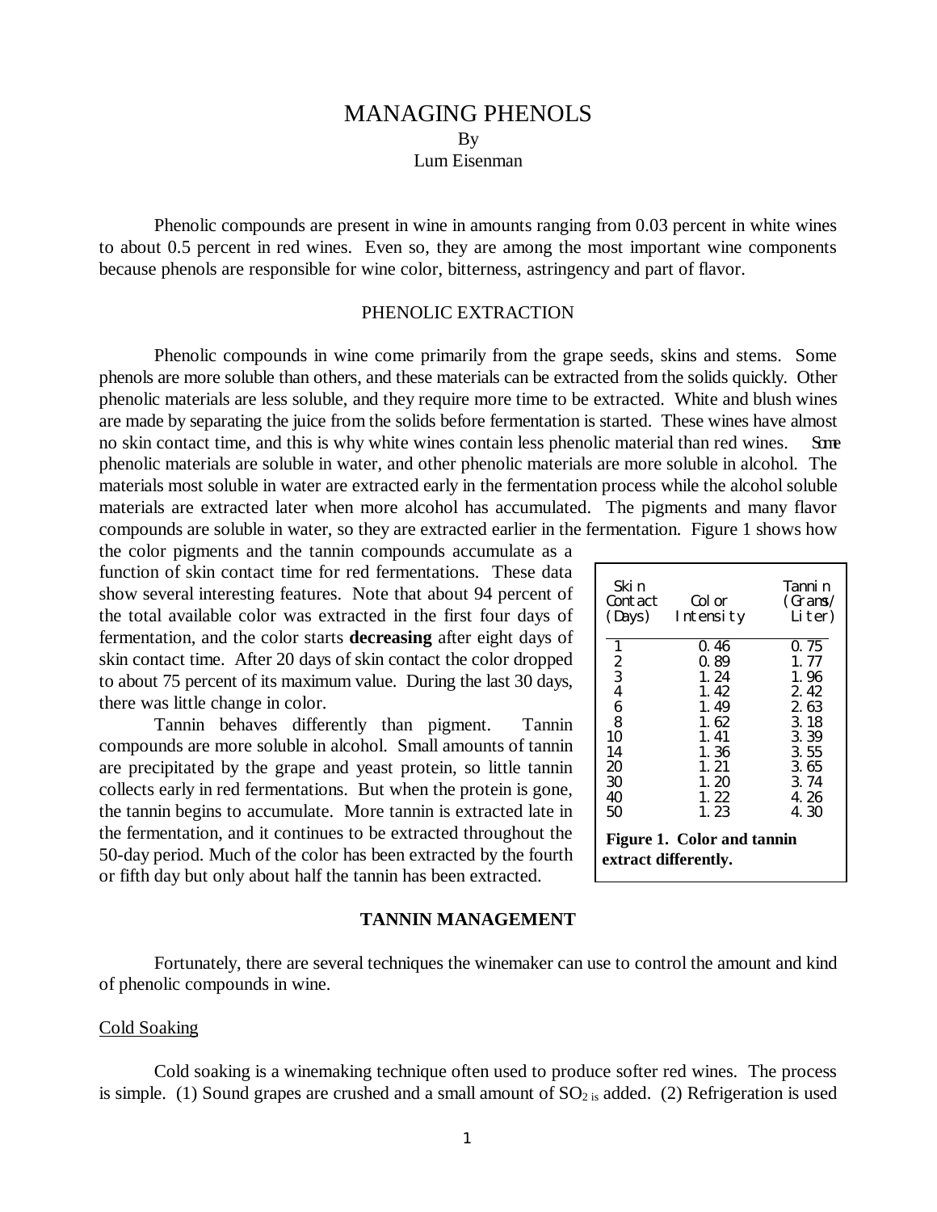# MANAGING PHENOLS

By
Lum Eisenman

Phenolic compounds are present in wine in amounts ranging from 0.03 percent in white wines to about 0.5 percent in red wines. Even so, they are among the most important wine components because phenols are responsible for wine color, bitterness, astringency and part of flavor.

## PHENOLIC EXTRACTION

Phenolic compounds in wine come primarily from the grape seeds, skins and stems. Some phenols are more soluble than others, and these materials can be extracted from the solids quickly. Other phenolic materials are less soluble, and they require more time to be extracted. White and blush wines are made by separating the juice from the solids before fermentation is started. These wines have almost no skin contact time, and this is why white wines contain less phenolic material than red wines. Some phenolic materials are soluble in water, and other phenolic materials are more soluble in alcohol. The materials most soluble in water are extracted early in the fermentation process while the alcohol soluble materials are extracted later when more alcohol has accumulated. The pigments and many flavor compounds are soluble in water, so they are extracted earlier in the fermentation. Figure 1 shows how the color pigments and the tannin compounds accumulate as a function of skin contact time for red fermentations. These data show several interesting features. Note that about 94 percent of the total available color was extracted in the first four days of fermentation, and the color starts **decreasing** after eight days of skin contact time. After 20 days of skin contact the color dropped to about 75 percent of its maximum value. During the last 30 days, there was little change in color.

| Skin Contact (Days) | Color Intensity | Tannin (Grams/ Liter) |
|---|---|---|
| 1 | 0.46 | 0.75 |
| 2 | 0.89 | 1.77 |
| 3 | 1.24 | 1.96 |
| 4 | 1.42 | 2.42 |
| 6 | 1.49 | 2.63 |
| 8 | 1.62 | 3.18 |
| 10 | 1.41 | 3.39 |
| 14 | 1.36 | 3.55 |
| 20 | 1.21 | 3.65 |
| 30 | 1.20 | 3.74 |
| 40 | 1.22 | 4.26 |
| 50 | 1.23 | 4.30 |

**Figure 1. Color and tannin extract differently.**

Tannin behaves differently than pigment. Tannin compounds are more soluble in alcohol. Small amounts of tannin are precipitated by the grape and yeast protein, so little tannin collects early in red fermentations. But when the protein is gone, the tannin begins to accumulate. More tannin is extracted late in the fermentation, and it continues to be extracted throughout the 50-day period. Much of the color has been extracted by the fourth or fifth day but only about half the tannin has been extracted.

## TANNIN MANAGEMENT

Fortunately, there are several techniques the winemaker can use to control the amount and kind of phenolic compounds in wine.

### Cold Soaking

Cold soaking is a winemaking technique often used to produce softer red wines. The process is simple. (1) Sound grapes are crushed and a small amount of $SO_2$ is added. (2) Refrigeration is used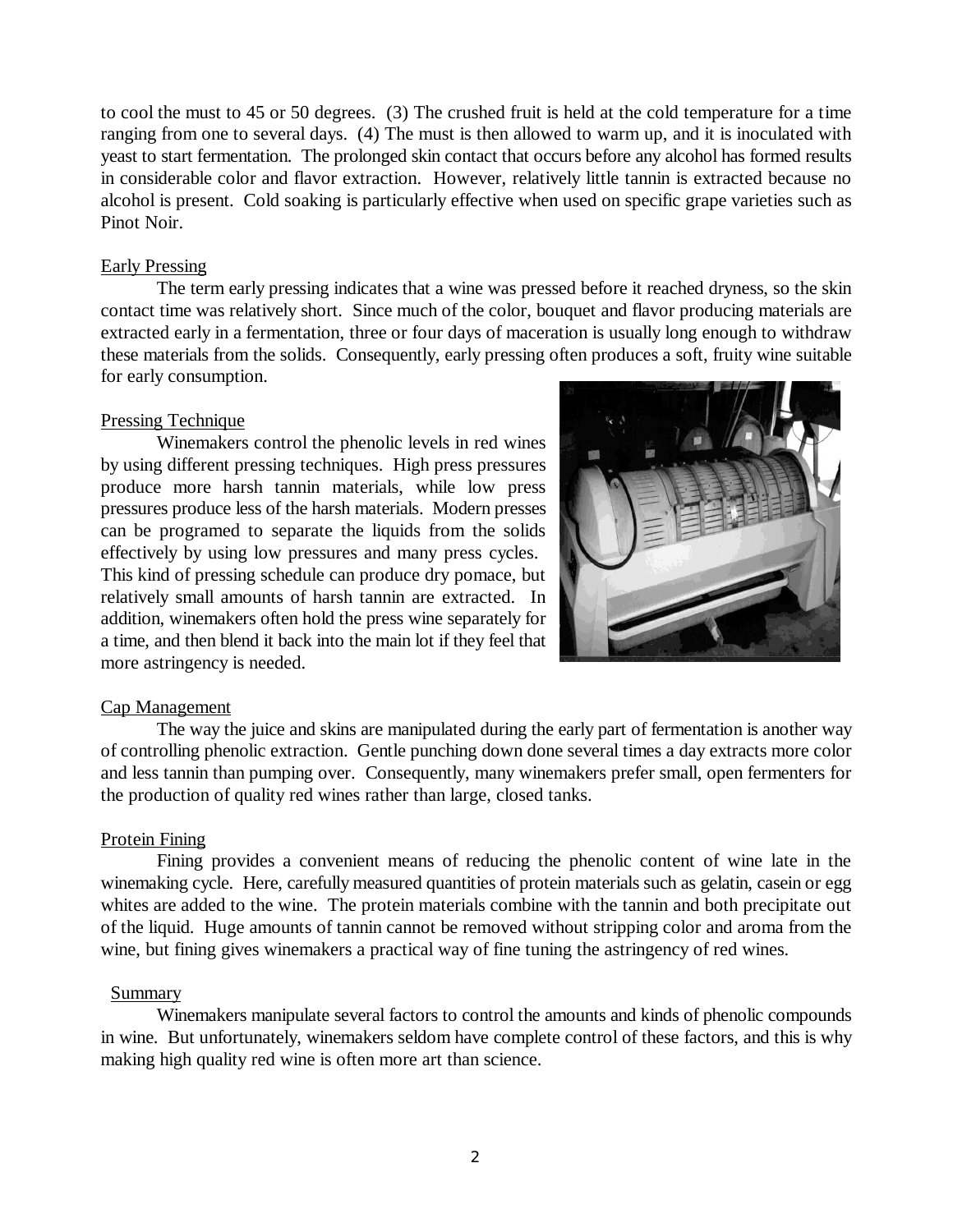to cool the must to 45 or 50 degrees. (3) The crushed fruit is held at the cold temperature for a time ranging from one to several days. (4) The must is then allowed to warm up, and it is inoculated with yeast to start fermentation. The prolonged skin contact that occurs before any alcohol has formed results in considerable color and flavor extraction. However, relatively little tannin is extracted because no alcohol is present. Cold soaking is particularly effective when used on specific grape varieties such as Pinot Noir.

## Early Pressing

The term early pressing indicates that a wine was pressed before it reached dryness, so the skin contact time was relatively short. Since much of the color, bouquet and flavor producing materials are extracted early in a fermentation, three or four days of maceration is usually long enough to withdraw these materials from the solids. Consequently, early pressing often produces a soft, fruity wine suitable for early consumption.

## Pressing Technique

Winemakers control the phenolic levels in red wines by using different pressing techniques. High press pressures produce more harsh tannin materials, while low press pressures produce less of the harsh materials. Modern presses can be programed to separate the liquids from the solids effectively by using low pressures and many press cycles. This kind of pressing schedule can produce dry pomace, but relatively small amounts of harsh tannin are extracted. In addition, winemakers often hold the press wine separately for a time, and then blend it back into the main lot if they feel that more astringency is needed.

## Cap Management

The way the juice and skins are manipulated during the early part of fermentation is another way of controlling phenolic extraction. Gentle punching down done several times a day extracts more color and less tannin than pumping over. Consequently, many winemakers prefer small, open fermenters for the production of quality red wines rather than large, closed tanks.

## Protein Fining

Fining provides a convenient means of reducing the phenolic content of wine late in the winemaking cycle. Here, carefully measured quantities of protein materials such as gelatin, casein or egg whites are added to the wine. The protein materials combine with the tannin and both precipitate out of the liquid. Huge amounts of tannin cannot be removed without stripping color and aroma from the wine, but fining gives winemakers a practical way of fine tuning the astringency of red wines.

## Summary

Winemakers manipulate several factors to control the amounts and kinds of phenolic compounds in wine. But unfortunately, winemakers seldom have complete control of these factors, and this is why making high quality red wine is often more art than science.